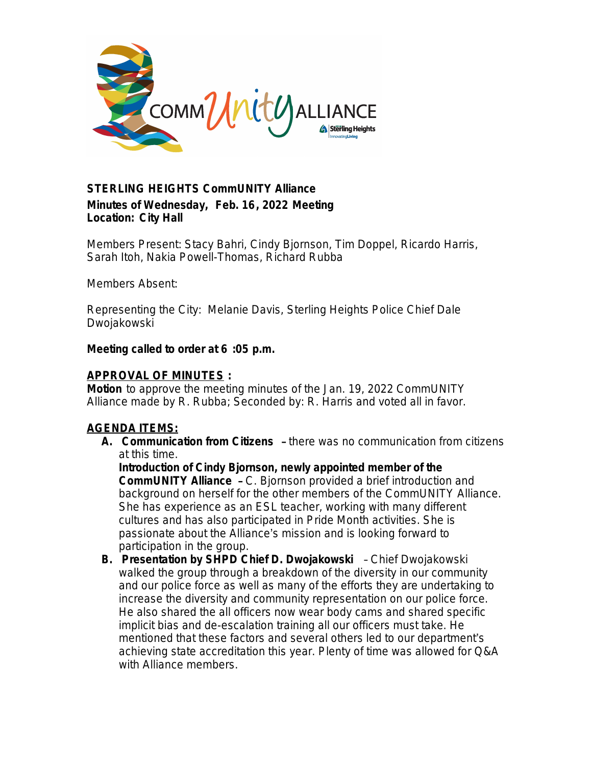**STERLING HEIGHTS CommUNITY Alliance**
**Minutes of Wednesday, Feb. 16, 2022 Meeting**
**Location: City Hall**

Members Present: Stacy Bahri, Cindy Bjornson, Tim Doppel, Ricardo Harris, Sarah Itoh, Nakia Powell-Thomas, Richard Rubba

Members Absent:

Representing the City: Melanie Davis, Sterling Heights Police Chief Dale Dwojakowski

**Meeting called to order at 6 :05 p.m.**

**APPROVAL OF MINUTES :**
**Motion** to approve the meeting minutes of the Jan. 19, 2022 CommUNITY Alliance made by R. Rubba; Seconded by: R. Harris and voted all in favor.

**AGENDA ITEMS:**

A. **Communication from Citizens** – there was no communication from citizens at this time.
   **Introduction of Cindy Bjornson, newly appointed member of the CommUNITY Alliance** – C. Bjornson provided a brief introduction and background on herself for the other members of the CommUNITY Alliance. She has experience as an ESL teacher, working with many different cultures and has also participated in Pride Month activities. She is passionate about the Alliance's mission and is looking forward to participation in the group.
B. **Presentation by SHPD Chief D. Dwojakowski** – Chief Dwojakowski walked the group through a breakdown of the diversity in our community and our police force as well as many of the efforts they are undertaking to increase the diversity and community representation on our police force. He also shared the all officers now wear body cams and shared specific implicit bias and de-escalation training all our officers must take. He mentioned that these factors and several others led to our department's achieving state accreditation this year. Plenty of time was allowed for Q&A with Alliance members.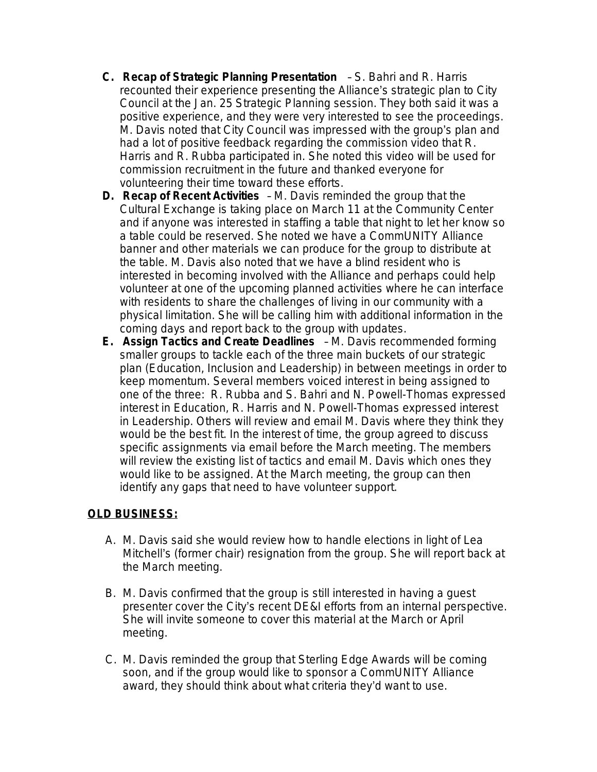C. **Recap of Strategic Planning Presentation** – S. Bahri and R. Harris recounted their experience presenting the Alliance's strategic plan to City Council at the Jan. 25 Strategic Planning session. They both said it was a positive experience, and they were very interested to see the proceedings. M. Davis noted that City Council was impressed with the group's plan and had a lot of positive feedback regarding the commission video that R. Harris and R. Rubba participated in. She noted this video will be used for commission recruitment in the future and thanked everyone for volunteering their time toward these efforts.

D. **Recap of Recent Activities** – M. Davis reminded the group that the Cultural Exchange is taking place on March 11 at the Community Center and if anyone was interested in staffing a table that night to let her know so a table could be reserved. She noted we have a CommUNITY Alliance banner and other materials we can produce for the group to distribute at the table. M. Davis also noted that we have a blind resident who is interested in becoming involved with the Alliance and perhaps could help volunteer at one of the upcoming planned activities where he can interface with residents to share the challenges of living in our community with a physical limitation. She will be calling him with additional information in the coming days and report back to the group with updates.

E. **Assign Tactics and Create Deadlines** – M. Davis recommended forming smaller groups to tackle each of the three main buckets of our strategic plan (Education, Inclusion and Leadership) in between meetings in order to keep momentum. Several members voiced interest in being assigned to one of the three: R. Rubba and S. Bahri and N. Powell-Thomas expressed interest in Education, R. Harris and N. Powell-Thomas expressed interest in Leadership. Others will review and email M. Davis where they think they would be the best fit. In the interest of time, the group agreed to discuss specific assignments via email before the March meeting. The members will review the existing list of tactics and email M. Davis which ones they would like to be assigned. At the March meeting, the group can then identify any gaps that need to have volunteer support.

**OLD BUSINESS:**

A. M. Davis said she would review how to handle elections in light of Lea Mitchell's (former chair) resignation from the group. She will report back at the March meeting.

B. M. Davis confirmed that the group is still interested in having a guest presenter cover the City's recent DE&I efforts from an internal perspective. She will invite someone to cover this material at the March or April meeting.

C. M. Davis reminded the group that Sterling Edge Awards will be coming soon, and if the group would like to sponsor a CommUNITY Alliance award, they should think about what criteria they'd want to use.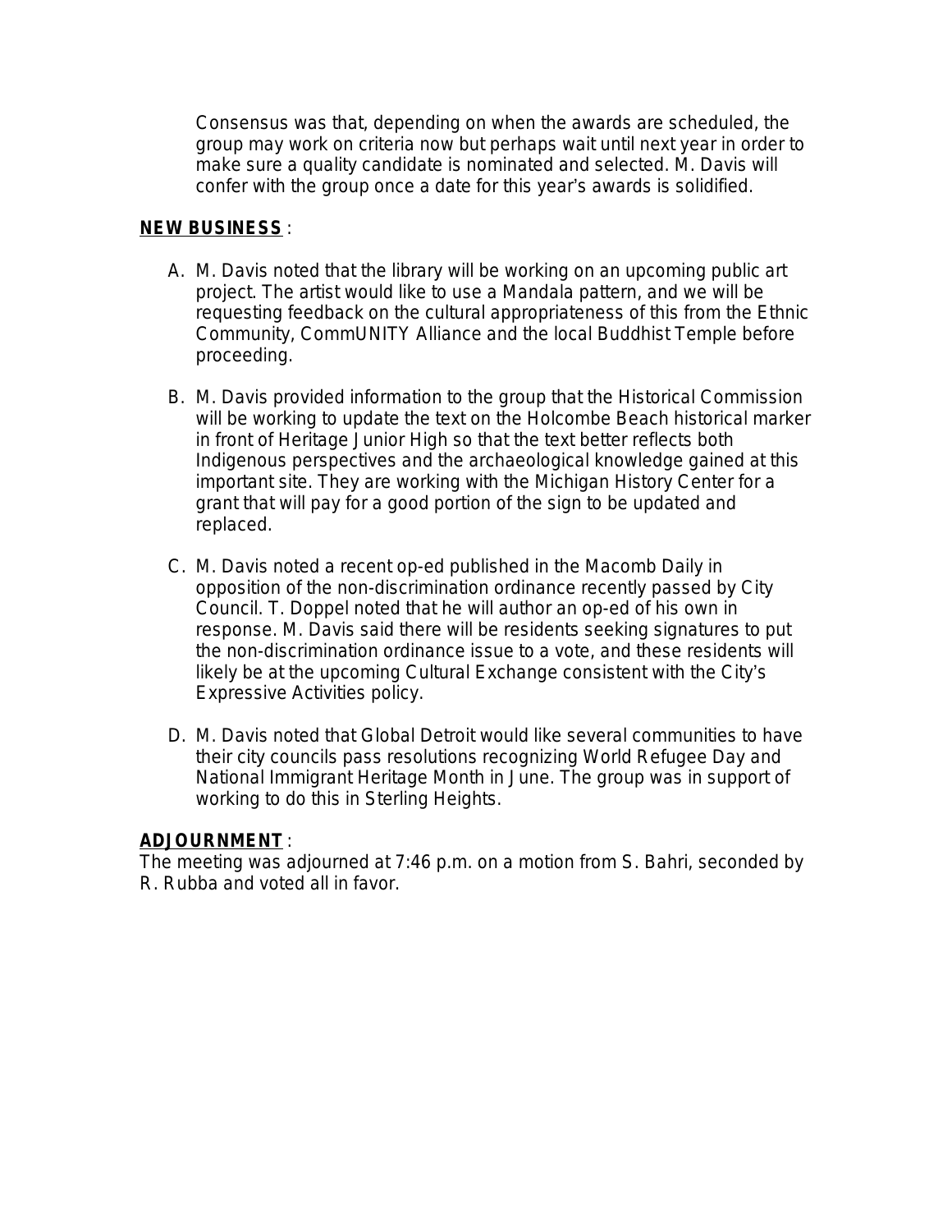Consensus was that, depending on when the awards are scheduled, the group may work on criteria now but perhaps wait until next year in order to make sure a quality candidate is nominated and selected. M. Davis will confer with the group once a date for this year's awards is solidified.

**NEW BUSINESS**:

A. M. Davis noted that the library will be working on an upcoming public art project. The artist would like to use a Mandala pattern, and we will be requesting feedback on the cultural appropriateness of this from the Ethnic Community, CommUNITY Alliance and the local Buddhist Temple before proceeding.

B. M. Davis provided information to the group that the Historical Commission will be working to update the text on the Holcombe Beach historical marker in front of Heritage Junior High so that the text better reflects both Indigenous perspectives and the archaeological knowledge gained at this important site. They are working with the Michigan History Center for a grant that will pay for a good portion of the sign to be updated and replaced.

C. M. Davis noted a recent op-ed published in the Macomb Daily in opposition of the non-discrimination ordinance recently passed by City Council. T. Doppel noted that he will author an op-ed of his own in response. M. Davis said there will be residents seeking signatures to put the non-discrimination ordinance issue to a vote, and these residents will likely be at the upcoming Cultural Exchange consistent with the City's Expressive Activities policy.

D. M. Davis noted that Global Detroit would like several communities to have their city councils pass resolutions recognizing World Refugee Day and National Immigrant Heritage Month in June. The group was in support of working to do this in Sterling Heights.

**ADJOURNMENT**:

The meeting was adjourned at 7:46 p.m. on a motion from S. Bahri, seconded by R. Rubba and voted all in favor.